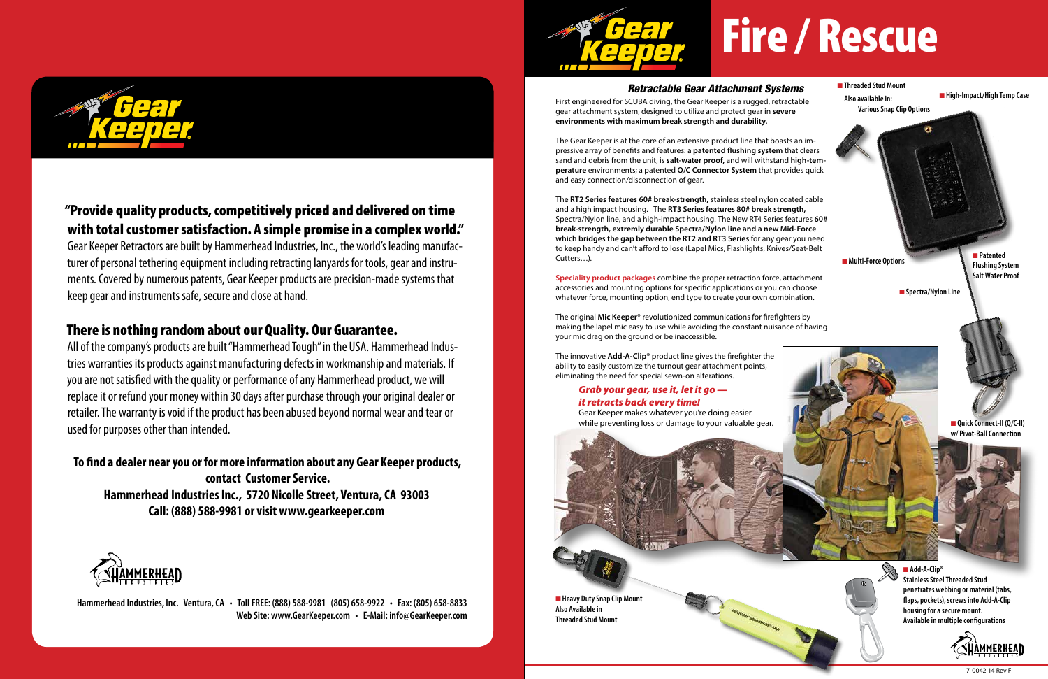Gear Keeper

## "Provide quality products, competitively priced and delivered on time with total customer satisfaction. A simple promise in a complex world."

Gear Keeper Retractors are built by Hammerhead Industries, Inc., the world's leading manufacturer of personal tethering equipment including retracting lanyards for tools, gear and instruments. Covered by numerous patents, Gear Keeper products are precision-made systems that keep gear and instruments safe, secure and close at hand.

## There is nothing random about our Quality. Our Guarantee.

All of the company's products are built "Hammerhead Tough" in the USA. Hammerhead Industries warranties its products against manufacturing defects in workmanship and materials. If you are not satisfied with the quality or performance of any Hammerhead product, we will replace it or refund your money within 30 days after purchase through your original dealer or retailer. The warranty is void if the product has been abused beyond normal wear and tear or used for purposes other than intended.

**To find a dealer near you or for more information about any Gear Keeper products, contact Customer Service.**
**Hammerhead Industries Inc., 5720 Nicolle Street, Ventura, CA 93003**
**Call: (888) 588-9981 or visit www.gearkeeper.com**

HAMMERHEAD INDUSTRIES

**Hammerhead Industries, Inc. Ventura, CA • Toll FREE: (888) 588-9981 (805) 658-9922 • Fax: (805) 658-8833**
**Web Site: www.GearKeeper.com • E-Mail: info@GearKeeper.com**

# Gear Keeper Fire / Rescue

### *Retractable Gear Attachment Systems*

First engineered for SCUBA diving, the Gear Keeper is a rugged, retractable gear attachment system, designed to utilize and protect gear in **severe environments with maximum break strength and durability.**

The Gear Keeper is at the core of an extensive product line that boasts an impressive array of benefits and features: a **patented flushing system** that clears sand and debris from the unit, is **salt-water proof,** and will withstand **high-temperature** environments; a patented **Q/C Connector System** that provides quick and easy connection/disconnection of gear.

The **RT2 Series features 60# break-strength,** stainless steel nylon coated cable and a high impact housing. The **RT3 Series features 80# break strength,** Spectra/Nylon line, and a high-impact housing. The New RT4 Series features **60# break-strength, extremly durable Spectra/Nylon line and a new Mid-Force which bridges the gap between the RT2 and RT3 Series** for any gear you need to keep handy and can't afford to lose (Lapel Mics, Flashlights, Knives/Seat-Belt Cutters…).

**Speciality product packages** combine the proper retraction force, attachment accessories and mounting options for specific applications or you can choose whatever force, mounting option, end type to create your own combination.

The original **Mic Keeper®** revolutionized communications for firefighters by making the lapel mic easy to use while avoiding the constant nuisance of having your mic drag on the ground or be inaccessible.

The innovative **Add-A-Clip®** product line gives the firefighter the ability to easily customize the turnout gear attachment points, eliminating the need for special sewn-on alterations.

***Grab your gear, use it, let it go — it retracts back every time!***

Gear Keeper makes whatever you're doing easier while preventing loss or damage to your valuable gear.

- **Threaded Stud Mount**
  **Also available in: Various Snap Clip Options**
- **High-Impact/High Temp Case**
- **Multi-Force Options**
- **Patented Flushing System Salt Water Proof**
- **Spectra/Nylon Line**
- **Quick Connect-II (Q/C-II) w/ Pivot-Ball Connection**
- **Heavy Duty Snap Clip Mount**
  **Also Available in Threaded Stud Mount**
- **Add-A-Clip®**
  **Stainless Steel Threaded Stud penetrates webbing or material (tabs, flaps, pockets), screws into Add-A-Clip housing for a secure mount. Available in multiple configurations**

HAMMERHEAD INDUSTRIES

7-0042-14 Rev F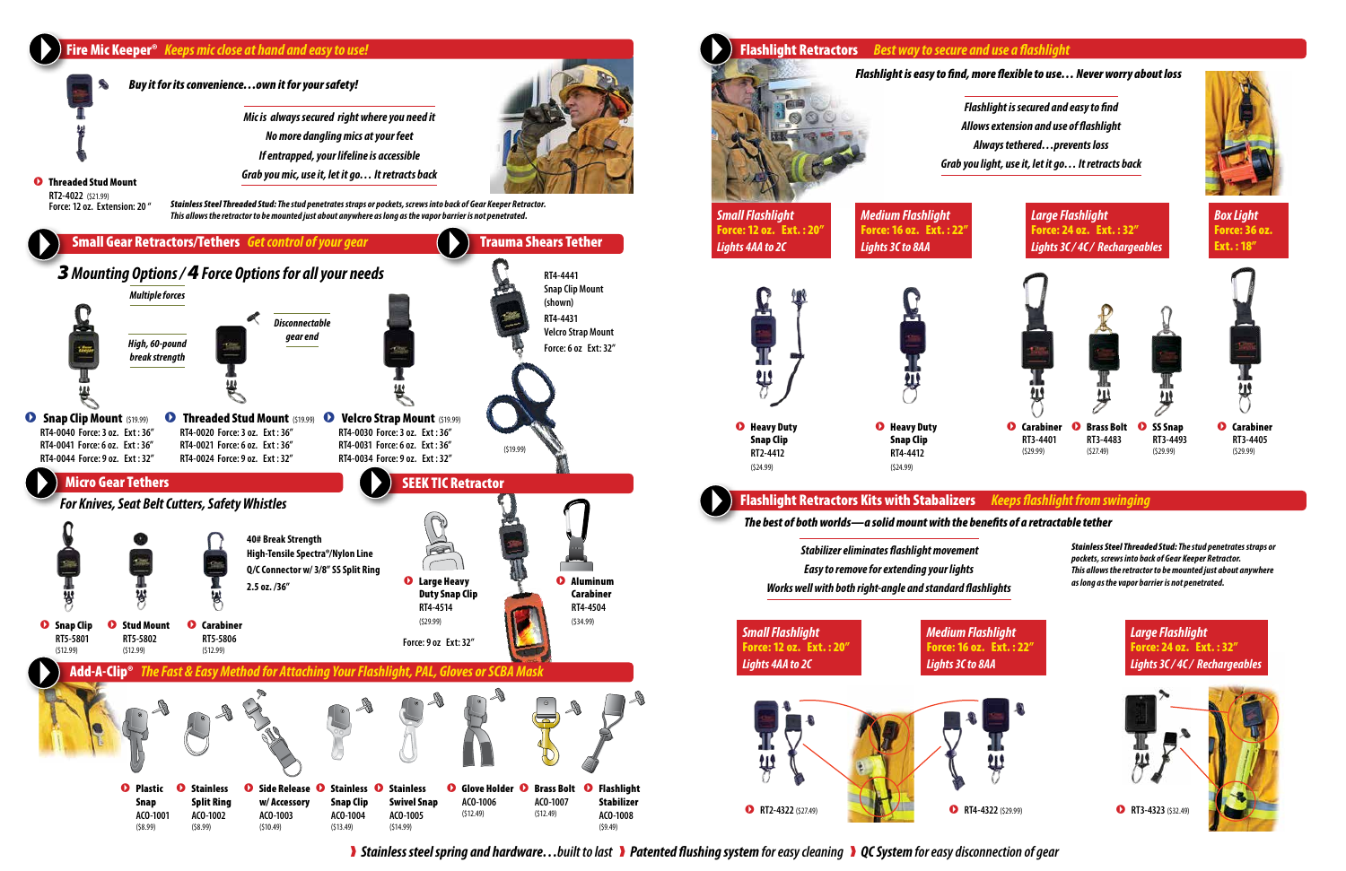## Fire Mic Keeper® *Keeps mic close at hand and easy to use!*

***Buy it for its convenience…own it for your safety!***

*Mic is always secured right where you need it*

*No more dangling mics at your feet*

*If entrapped, your lifeline is accessible*

*Grab you mic, use it, let it go… It retracts back*

**Threaded Stud Mount**
RT2-4022 ($21.99)
Force: 12 oz. Extension: 20"

*Stainless Steel Threaded Stud: The stud penetrates straps or pockets, screws into back of Gear Keeper Retractor. This allows the retractor to be mounted just about anywhere as long as the vapor barrier is not penetrated.*

## Small Gear Retractors/Tethers *Get control of your gear*

### *3 Mounting Options / 4 Force Options for all your needs*

*Multiple forces*

*High, 60-pound break strength*

*Disconnectable gear end*

**Snap Clip Mount** ($19.99)
RT4-0040 Force: 3 oz. Ext: 36"
RT4-0041 Force: 6 oz. Ext: 36"
RT4-0044 Force: 9 oz. Ext: 32"

**Threaded Stud Mount** ($19.99)
RT4-0020 Force: 3 oz. Ext: 36"
RT4-0021 Force: 6 oz. Ext: 36"
RT4-0024 Force: 9 oz. Ext: 32"

**Velcro Strap Mount** ($19.99)
RT4-0030 Force: 3 oz. Ext: 36"
RT4-0031 Force: 6 oz. Ext: 36"
RT4-0034 Force: 9 oz. Ext: 32"

## Trauma Shears Tether

RT4-4441
Snap Clip Mount
(shown)
RT4-4431
Velcro Strap Mount
Force: 6 oz Ext: 32"

($19.99)

## Micro Gear Tethers

*For Knives, Seat Belt Cutters, Safety Whistles*

40# Break Strength
High-Tensile Spectra®/Nylon Line
Q/C Connector w/ 3/8" SS Split Ring
2.5 oz. /36"

**Snap Clip**
RT5-5801
($12.99)

**Stud Mount**
RT5-5802
($12.99)

**Carabiner**
RT5-5806
($12.99)

## SEEK TIC Retractor

**Large Heavy Duty Snap Clip**
RT4-4514
($29.99)

**Aluminum Carabiner**
RT4-4504
($34.99)

Force: 9 oz Ext: 32"

## Add-A-Clip® *The Fast & Easy Method for Attaching Your Flashlight, PAL, Gloves or SCBA Mask*

**Plastic Snap**
ACO-1001
($8.99)

**Stainless Split Ring**
ACO-1002
($8.99)

**Side Release w/ Accessory**
ACO-1003
($10.49)

**Stainless Snap Clip**
ACO-1004
($13.49)

**Stainless Swivel Snap**
ACO-1005
($14.99)

**Glove Holder**
ACO-1006
($12.49)

**Brass Bolt**
ACO-1007
($12.49)

**Flashlight Stabilizer**
ACO-1008
($9.49)

## Flashlight Retractors *Best way to secure and use a flashlight*

***Flashlight is easy to find, more flexible to use… Never worry about loss***

*Flashlight is secured and easy to find*

*Allows extension and use of flashlight*

*Always tethered…prevents loss*

*Grab you light, use it, let it go… It retracts back*

**Small Flashlight**
Force: 12 oz. Ext.: 20"
Lights 4AA to 2C

**Heavy Duty Snap Clip**
RT2-4412
($24.99)

**Medium Flashlight**
Force: 16 oz. Ext.: 22"
Lights 3C to 8AA

**Heavy Duty Snap Clip**
RT4-4412
($24.99)

**Large Flashlight**
Force: 24 oz. Ext.: 32"
Lights 3C / 4C / Rechargeables

**Carabiner**
RT3-4401
($29.99)

**Brass Bolt**
RT3-4483
($27.49)

**SS Snap**
RT3-4493
($29.99)

**Box Light**
Force: 36 oz.
Ext.: 18"

**Carabiner**
RT3-4405
($29.99)

## Flashlight Retractors Kits with Stabalizers *Keeps flashlight from swinging*

***The best of both worlds—a solid mount with the benefits of a retractable tether***

*Stabilizer eliminates flashlight movement*

*Easy to remove for extending your lights*

*Works well with both right-angle and standard flashlights*

*Stainless Steel Threaded Stud: The stud penetrates straps or pockets, screws into back of Gear Keeper Retractor. This allows the retractor to be mounted just about anywhere as long as the vapor barrier is not penetrated.*

**Small Flashlight**
Force: 12 oz. Ext.: 20"
Lights 4AA to 2C

RT2-4322 ($27.49)

**Medium Flashlight**
Force: 16 oz. Ext.: 22"
Lights 3C to 8AA

RT4-4322 ($29.99)

**Large Flashlight**
Force: 24 oz. Ext.: 32"
Lights 3C / 4C / Rechargeables

RT3-4323 ($32.49)

***Stainless steel spring and hardware…built to last*** ***Patented flushing system** for easy cleaning* ***QC System** for easy disconnection of gear*